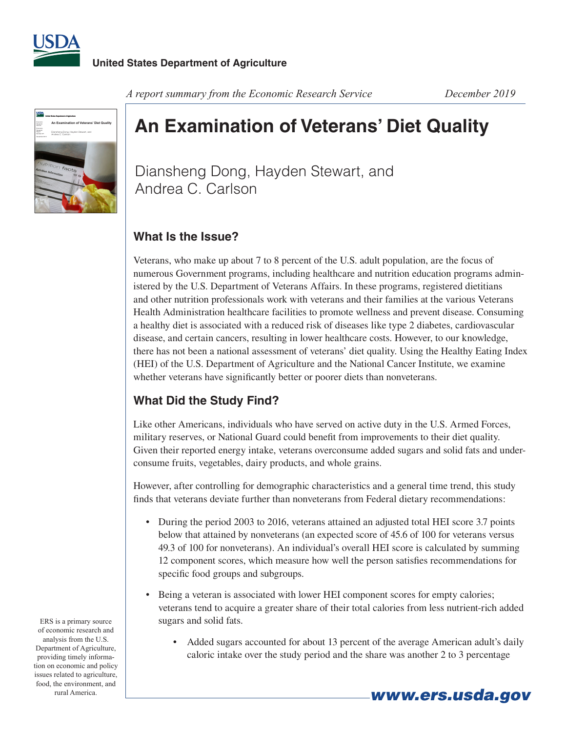United States Department of Agriculture

*A report summary from the Economic Research Service* *December 2019*

# An Examination of Veterans' Diet Quality

Diansheng Dong, Hayden Stewart, and Andrea C. Carlson

## What Is the Issue?

Veterans, who make up about 7 to 8 percent of the U.S. adult population, are the focus of numerous Government programs, including healthcare and nutrition education programs administered by the U.S. Department of Veterans Affairs. In these programs, registered dietitians and other nutrition professionals work with veterans and their families at the various Veterans Health Administration healthcare facilities to promote wellness and prevent disease. Consuming a healthy diet is associated with a reduced risk of diseases like type 2 diabetes, cardiovascular disease, and certain cancers, resulting in lower healthcare costs. However, to our knowledge, there has not been a national assessment of veterans' diet quality. Using the Healthy Eating Index (HEI) of the U.S. Department of Agriculture and the National Cancer Institute, we examine whether veterans have significantly better or poorer diets than nonveterans.

## What Did the Study Find?

Like other Americans, individuals who have served on active duty in the U.S. Armed Forces, military reserves, or National Guard could benefit from improvements to their diet quality. Given their reported energy intake, veterans overconsume added sugars and solid fats and underconsume fruits, vegetables, dairy products, and whole grains.

However, after controlling for demographic characteristics and a general time trend, this study finds that veterans deviate further than nonveterans from Federal dietary recommendations:

- During the period 2003 to 2016, veterans attained an adjusted total HEI score 3.7 points below that attained by nonveterans (an expected score of 45.6 of 100 for veterans versus 49.3 of 100 for nonveterans). An individual's overall HEI score is calculated by summing 12 component scores, which measure how well the person satisfies recommendations for specific food groups and subgroups.
- Being a veteran is associated with lower HEI component scores for empty calories; veterans tend to acquire a greater share of their total calories from less nutrient-rich added sugars and solid fats.
    - Added sugars accounted for about 13 percent of the average American adult's daily caloric intake over the study period and the share was another 2 to 3 percentage

ERS is a primary source of economic research and analysis from the U.S. Department of Agriculture, providing timely information on economic and policy issues related to agriculture, food, the environment, and rural America.

www.ers.usda.gov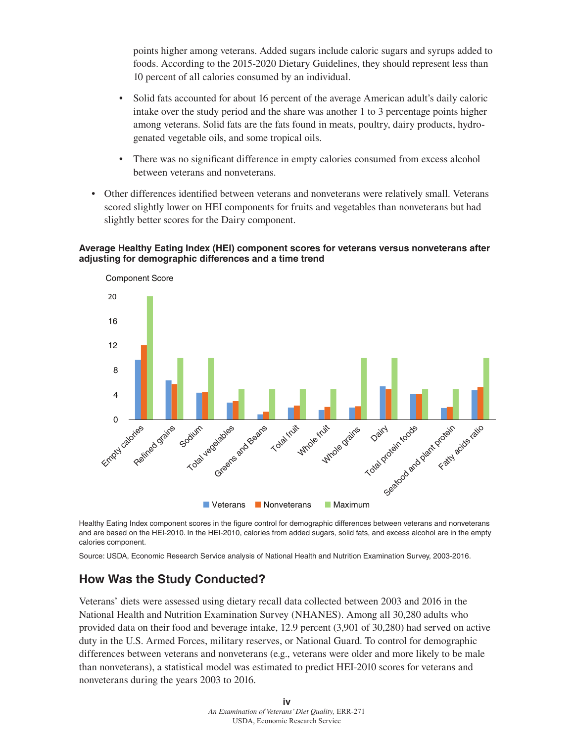points higher among veterans. Added sugars include caloric sugars and syrups added to foods. According to the 2015-2020 Dietary Guidelines, they should represent less than 10 percent of all calories consumed by an individual.

- Solid fats accounted for about 16 percent of the average American adult's daily caloric intake over the study period and the share was another 1 to 3 percentage points higher among veterans. Solid fats are the fats found in meats, poultry, dairy products, hydrogenated vegetable oils, and some tropical oils.

- There was no significant difference in empty calories consumed from excess alcohol between veterans and nonveterans.

- Other differences identified between veterans and nonveterans were relatively small. Veterans scored slightly lower on HEI components for fruits and vegetables than nonveterans but had slightly better scores for the Dairy component.

**Average Healthy Eating Index (HEI) component scores for veterans versus nonveterans after adjusting for demographic differences and a time trend**

Component Score

20
16
12
8
4
0

Empty calories
Refined grains
Sodium
Total vegetables
Greens and Beans
Total fruit
Whole fruit
Whole grains
Dairy
Total protein foods
Seafood and plant protein
Fatty acids ratio

Veterans
Nonveterans
Maximum

Healthy Eating Index component scores in the figure control for demographic differences between veterans and nonveterans and are based on the HEI-2010. In the HEI-2010, calories from added sugars, solid fats, and excess alcohol are in the empty calories component.

Source: USDA, Economic Research Service analysis of National Health and Nutrition Examination Survey, 2003-2016.

## How Was the Study Conducted?

Veterans' diets were assessed using dietary recall data collected between 2003 and 2016 in the National Health and Nutrition Examination Survey (NHANES). Among all 30,280 adults who provided data on their food and beverage intake, 12.9 percent (3,901 of 30,280) had served on active duty in the U.S. Armed Forces, military reserves, or National Guard. To control for demographic differences between veterans and nonveterans (e.g., veterans were older and more likely to be male than nonveterans), a statistical model was estimated to predict HEI-2010 scores for veterans and nonveterans during the years 2003 to 2016.